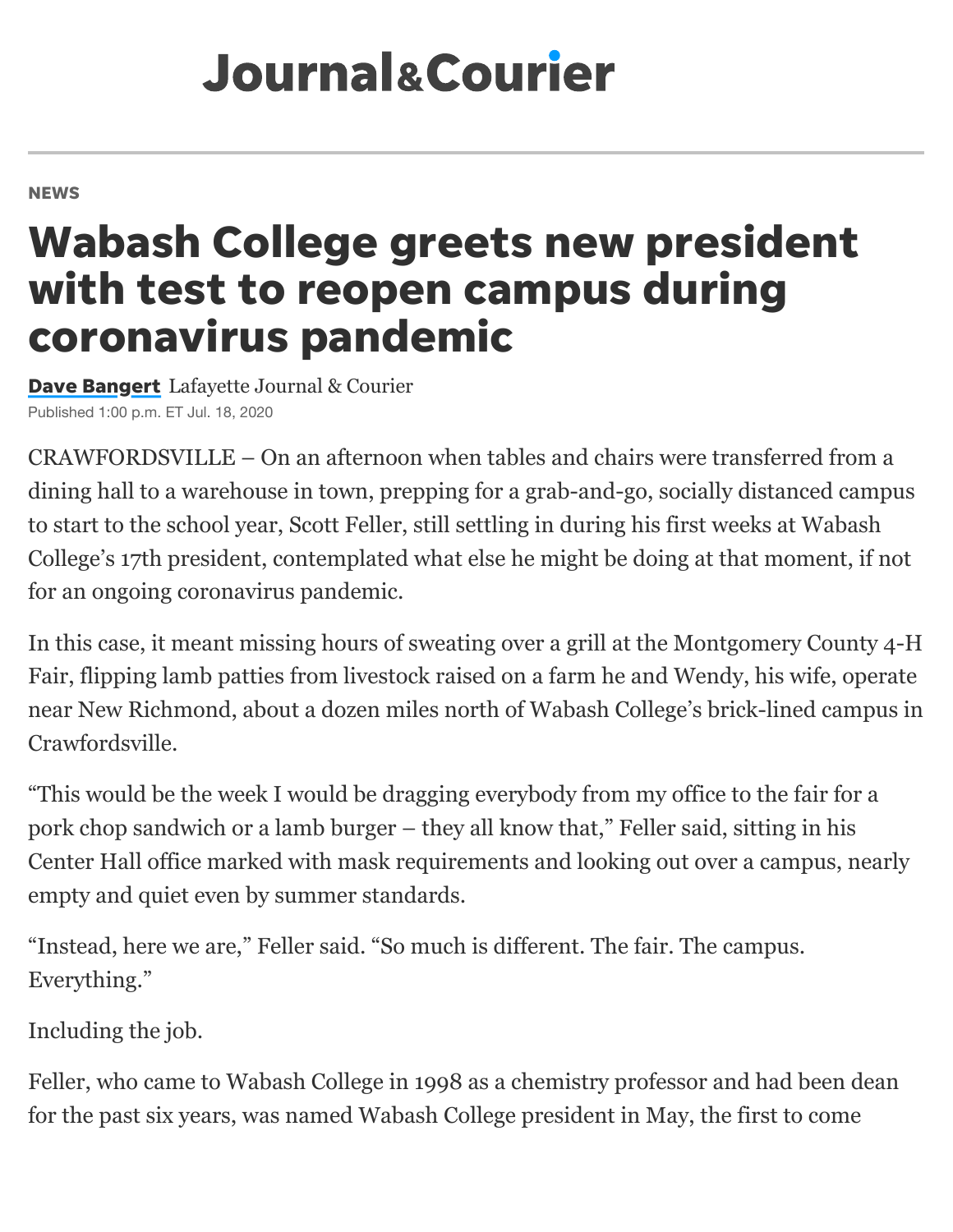Journal&Courier

NEWS

# Wabash College greets new president with test to reopen campus during coronavirus pandemic

**Dave Bangert** Lafayette Journal & Courier

Published 1:00 p.m. ET Jul. 18, 2020

CRAWFORDSVILLE – On an afternoon when tables and chairs were transferred from a dining hall to a warehouse in town, prepping for a grab-and-go, socially distanced campus to start to the school year, Scott Feller, still settling in during his first weeks at Wabash College's 17th president, contemplated what else he might be doing at that moment, if not for an ongoing coronavirus pandemic.

In this case, it meant missing hours of sweating over a grill at the Montgomery County 4-H Fair, flipping lamb patties from livestock raised on a farm he and Wendy, his wife, operate near New Richmond, about a dozen miles north of Wabash College's brick-lined campus in Crawfordsville.

"This would be the week I would be dragging everybody from my office to the fair for a pork chop sandwich or a lamb burger – they all know that," Feller said, sitting in his Center Hall office marked with mask requirements and looking out over a campus, nearly empty and quiet even by summer standards.

"Instead, here we are," Feller said. "So much is different. The fair. The campus. Everything."

Including the job.

Feller, who came to Wabash College in 1998 as a chemistry professor and had been dean for the past six years, was named Wabash College president in May, the first to come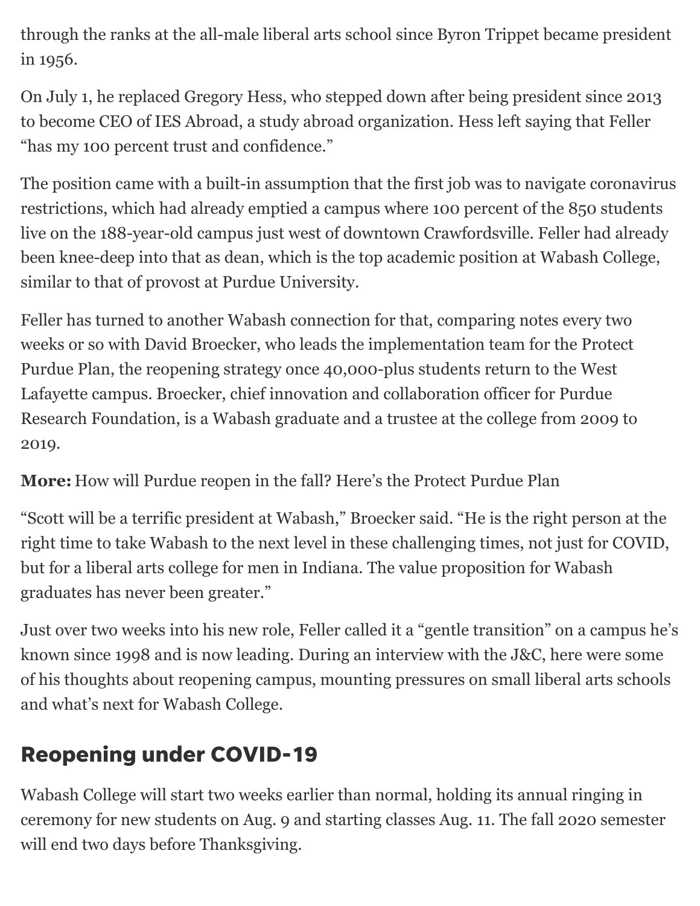through the ranks at the all-male liberal arts school since Byron Trippet became president in 1956.

On July 1, he replaced Gregory Hess, who stepped down after being president since 2013 to become CEO of IES Abroad, a study abroad organization. Hess left saying that Feller "has my 100 percent trust and confidence."

The position came with a built-in assumption that the first job was to navigate coronavirus restrictions, which had already emptied a campus where 100 percent of the 850 students live on the 188-year-old campus just west of downtown Crawfordsville. Feller had already been knee-deep into that as dean, which is the top academic position at Wabash College, similar to that of provost at Purdue University.

Feller has turned to another Wabash connection for that, comparing notes every two weeks or so with David Broecker, who leads the implementation team for the Protect Purdue Plan, the reopening strategy once 40,000-plus students return to the West Lafayette campus. Broecker, chief innovation and collaboration officer for Purdue Research Foundation, is a Wabash graduate and a trustee at the college from 2009 to 2019.

**More:** How will Purdue reopen in the fall? Here's the Protect Purdue Plan

"Scott will be a terrific president at Wabash," Broecker said. "He is the right person at the right time to take Wabash to the next level in these challenging times, not just for COVID, but for a liberal arts college for men in Indiana. The value proposition for Wabash graduates has never been greater."

Just over two weeks into his new role, Feller called it a "gentle transition" on a campus he's known since 1998 and is now leading. During an interview with the J&C, here were some of his thoughts about reopening campus, mounting pressures on small liberal arts schools and what's next for Wabash College.

## Reopening under COVID-19

Wabash College will start two weeks earlier than normal, holding its annual ringing in ceremony for new students on Aug. 9 and starting classes Aug. 11. The fall 2020 semester will end two days before Thanksgiving.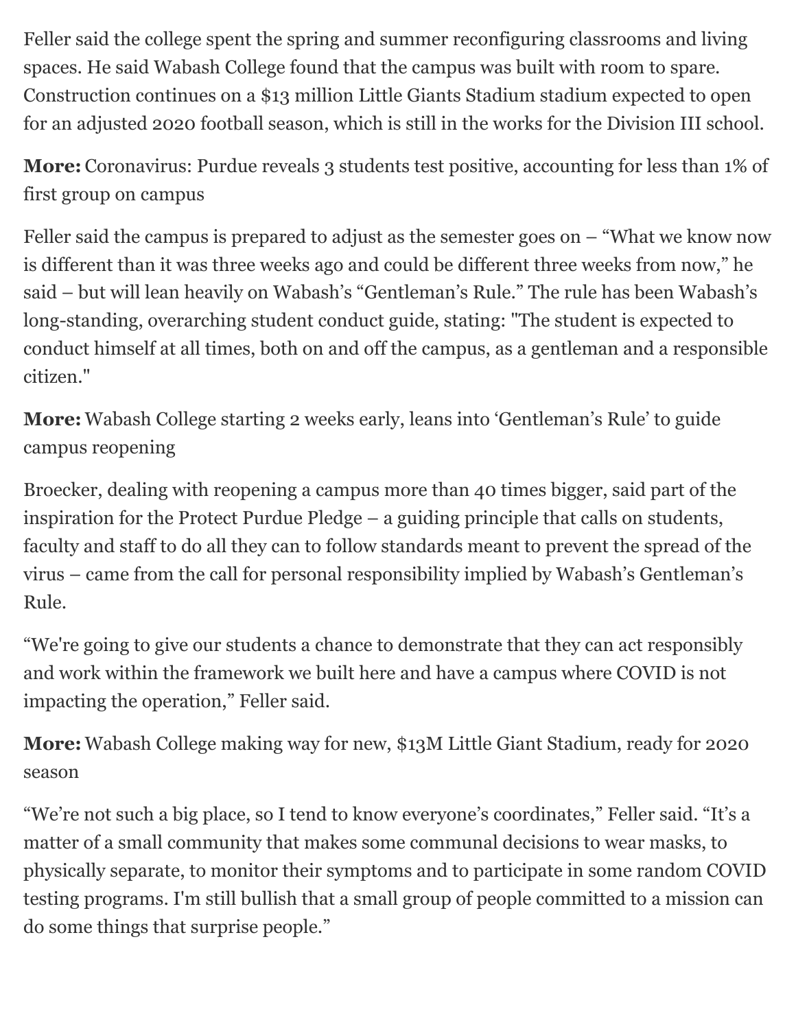Feller said the college spent the spring and summer reconfiguring classrooms and living spaces. He said Wabash College found that the campus was built with room to spare. Construction continues on a $13 million Little Giants Stadium stadium expected to open for an adjusted 2020 football season, which is still in the works for the Division III school.

**More:** Coronavirus: Purdue reveals 3 students test positive, accounting for less than 1% of first group on campus

Feller said the campus is prepared to adjust as the semester goes on – "What we know now is different than it was three weeks ago and could be different three weeks from now," he said – but will lean heavily on Wabash's "Gentleman's Rule." The rule has been Wabash's long-standing, overarching student conduct guide, stating: "The student is expected to conduct himself at all times, both on and off the campus, as a gentleman and a responsible citizen."

**More:** Wabash College starting 2 weeks early, leans into 'Gentleman's Rule' to guide campus reopening

Broecker, dealing with reopening a campus more than 40 times bigger, said part of the inspiration for the Protect Purdue Pledge – a guiding principle that calls on students, faculty and staff to do all they can to follow standards meant to prevent the spread of the virus – came from the call for personal responsibility implied by Wabash's Gentleman's Rule.

"We're going to give our students a chance to demonstrate that they can act responsibly and work within the framework we built here and have a campus where COVID is not impacting the operation," Feller said.

**More:** Wabash College making way for new, $13M Little Giant Stadium, ready for 2020 season

"We're not such a big place, so I tend to know everyone's coordinates," Feller said. "It's a matter of a small community that makes some communal decisions to wear masks, to physically separate, to monitor their symptoms and to participate in some random COVID testing programs. I'm still bullish that a small group of people committed to a mission can do some things that surprise people."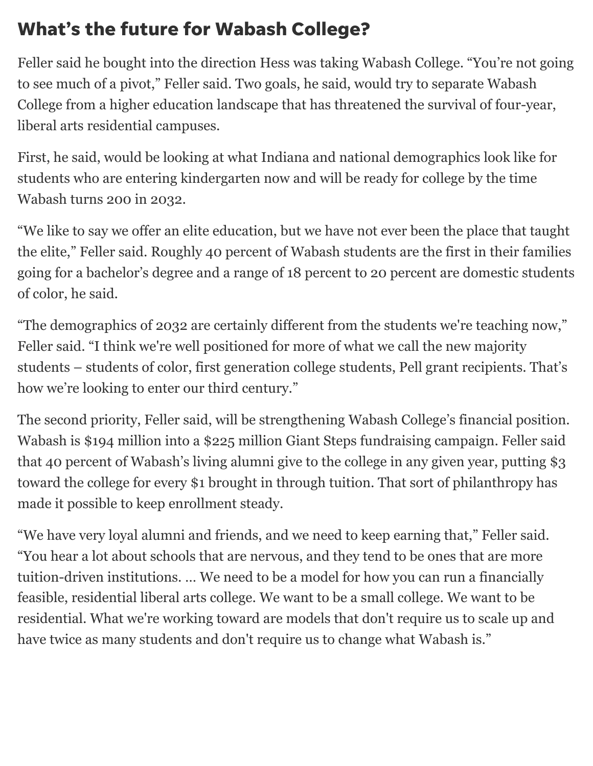## What's the future for Wabash College?

Feller said he bought into the direction Hess was taking Wabash College. "You're not going to see much of a pivot," Feller said. Two goals, he said, would try to separate Wabash College from a higher education landscape that has threatened the survival of four-year, liberal arts residential campuses.

First, he said, would be looking at what Indiana and national demographics look like for students who are entering kindergarten now and will be ready for college by the time Wabash turns 200 in 2032.

"We like to say we offer an elite education, but we have not ever been the place that taught the elite," Feller said. Roughly 40 percent of Wabash students are the first in their families going for a bachelor's degree and a range of 18 percent to 20 percent are domestic students of color, he said.

"The demographics of 2032 are certainly different from the students we're teaching now," Feller said. "I think we're well positioned for more of what we call the new majority students – students of color, first generation college students, Pell grant recipients. That's how we're looking to enter our third century."

The second priority, Feller said, will be strengthening Wabash College's financial position. Wabash is $194 million into a $225 million Giant Steps fundraising campaign. Feller said that 40 percent of Wabash's living alumni give to the college in any given year, putting $3 toward the college for every $1 brought in through tuition. That sort of philanthropy has made it possible to keep enrollment steady.

"We have very loyal alumni and friends, and we need to keep earning that," Feller said. "You hear a lot about schools that are nervous, and they tend to be ones that are more tuition-driven institutions. … We need to be a model for how you can run a financially feasible, residential liberal arts college. We want to be a small college. We want to be residential. What we're working toward are models that don't require us to scale up and have twice as many students and don't require us to change what Wabash is."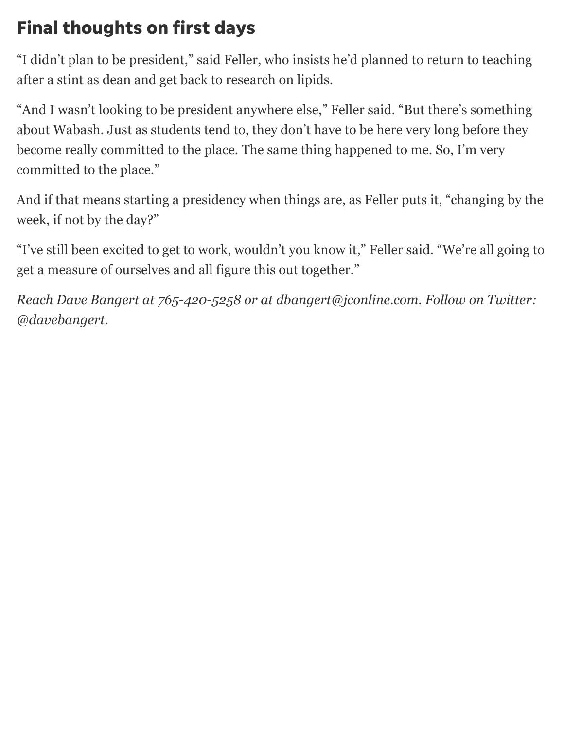## Final thoughts on first days

“I didn’t plan to be president,” said Feller, who insists he’d planned to return to teaching after a stint as dean and get back to research on lipids.

“And I wasn’t looking to be president anywhere else,” Feller said. “But there’s something about Wabash. Just as students tend to, they don’t have to be here very long before they become really committed to the place. The same thing happened to me. So, I’m very committed to the place.”

And if that means starting a presidency when things are, as Feller puts it, “changing by the week, if not by the day?”

“I’ve still been excited to get to work, wouldn’t you know it,” Feller said. “We’re all going to get a measure of ourselves and all figure this out together.”

*Reach Dave Bangert at 765-420-5258 or at dbangert@jconline.com. Follow on Twitter: @davebangert.*